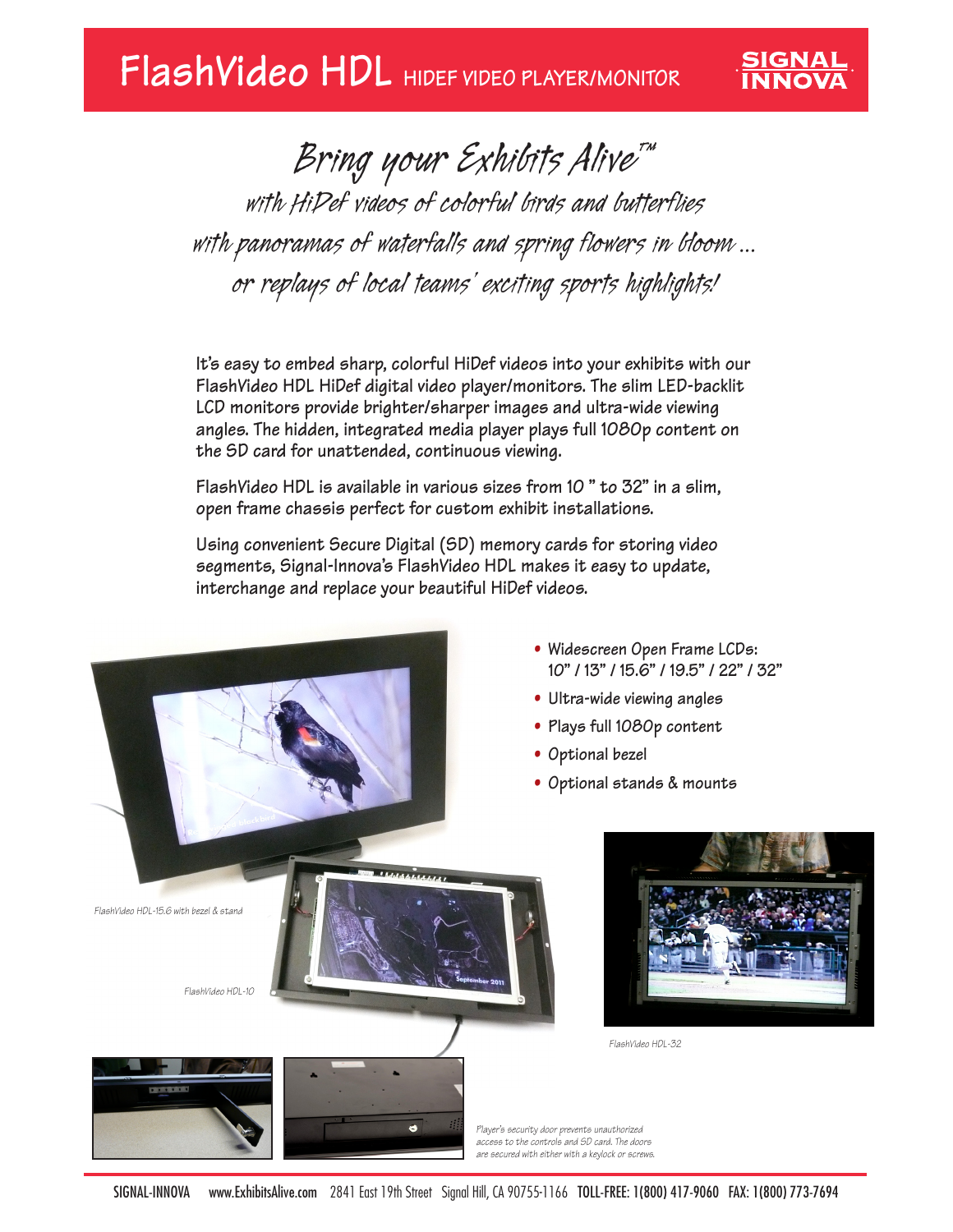# FlashVideo HDL HIDEF VIDEO PLAYER/MONITOR

SIGNAL INNOVA

## *Bring your Exhibits Alive™*

*with HiDef videos of colorful birds and butterflies*
*with panoramas of waterfalls and spring flowers in bloom ...*
*or replays of local teams' exciting sports highlights!*

It's easy to embed sharp, colorful HiDef videos into your exhibits with our FlashVideo HDL HiDef digital video player/monitors. The slim LED-backlit LCD monitors provide brighter/sharper images and ultra-wide viewing angles. The hidden, integrated media player plays full 1080p content on the SD card for unattended, continuous viewing.

FlashVideo HDL is available in various sizes from 10 " to 32" in a slim, open frame chassis perfect for custom exhibit installations.

Using convenient Secure Digital (SD) memory cards for storing video segments, Signal-Innova's FlashVideo HDL makes it easy to update, interchange and replace your beautiful HiDef videos.

- Widescreen Open Frame LCDs: 10" / 13" / 15.6" / 19.5" / 22" / 32"
- Ultra-wide viewing angles
- Plays full 1080p content
- Optional bezel
- Optional stands & mounts

*FlashVideo HDL-15.6 with bezel & stand*

*FlashVideo HDL-10*

*FlashVideo HDL-32*

*Player's security door prevents unauthorized access to the controls and SD card. The doors are secured with either with a keylock or screws.*

SIGNAL-INNOVA www.ExhibitsAlive.com 2841 East 19th Street Signal Hill, CA 90755-1166 TOLL-FREE: 1(800) 417-9060 FAX: 1(800) 773-7694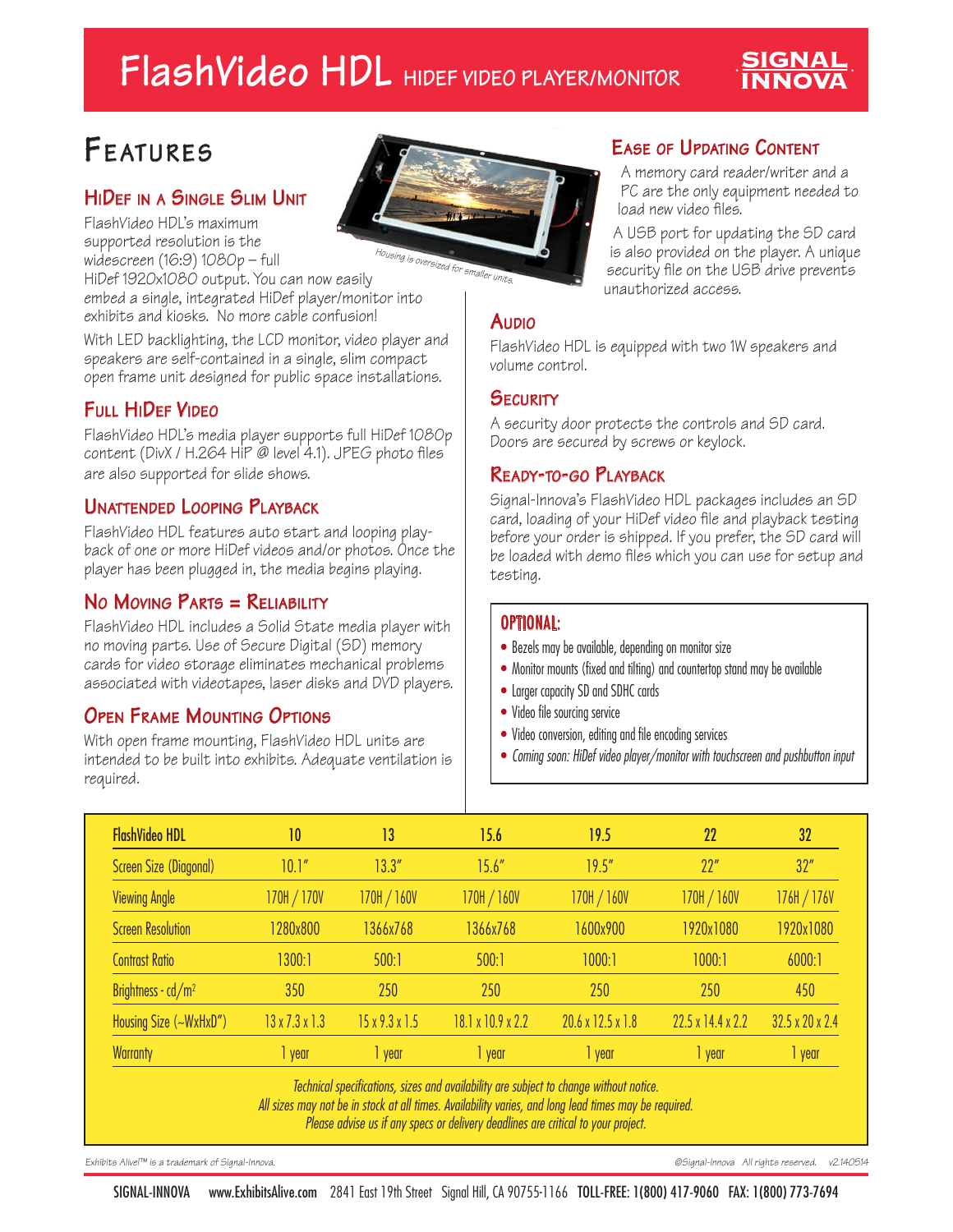# FlashVideo HDL HIDEF VIDEO PLAYER/MONITOR

SIGNAL INNOVA

## Features

### HiDef in a Single Slim Unit

FlashVideo HDL's maximum supported resolution is the widescreen (16:9) 1080p – full HiDef 1920x1080 output. You can now easily embed a single, integrated HiDef player/monitor into exhibits and kiosks. No more cable confusion!

With LED backlighting, the LCD monitor, video player and speakers are self-contained in a single, slim compact open frame unit designed for public space installations.

Housing is oversized for smaller units.

### Full HiDef Video

FlashVideo HDL's media player supports full HiDef 1080p content (DivX / H.264 HiP @ level 4.1). JPEG photo files are also supported for slide shows.

### Unattended Looping Playback

FlashVideo HDL features auto start and looping playback of one or more HiDef videos and/or photos. Once the player has been plugged in, the media begins playing.

### No Moving Parts = Reliability

FlashVideo HDL includes a Solid State media player with no moving parts. Use of Secure Digital (SD) memory cards for video storage eliminates mechanical problems associated with videotapes, laser disks and DVD players.

### Open Frame Mounting Options

With open frame mounting, FlashVideo HDL units are intended to be built into exhibits. Adequate ventilation is required.

### Ease of Updating Content

A memory card reader/writer and a PC are the only equipment needed to load new video files.

A USB port for updating the SD card is also provided on the player. A unique security file on the USB drive prevents unauthorized access.

### Audio

FlashVideo HDL is equipped with two 1W speakers and volume control.

### Security

A security door protects the controls and SD card. Doors are secured by screws or keylock.

### Ready-to-go Playback

Signal-Innova's FlashVideo HDL packages includes an SD card, loading of your HiDef video file and playback testing before your order is shipped. If you prefer, the SD card will be loaded with demo files which you can use for setup and testing.

### Optional:

- Bezels may be available, depending on monitor size
- Monitor mounts (fixed and tilting) and countertop stand may be available
- Larger capacity SD and SDHC cards
- Video file sourcing service
- Video conversion, editing and file encoding services
- *Coming soon: HiDef video player/monitor with touchscreen and pushbutton input*

| FlashVideo HDL | 10 | 13 | 15.6 | 19.5 | 22 | 32 |
|---|---|---|---|---|---|---|
| Screen Size (Diagonal) | 10.1" | 13.3" | 15.6" | 19.5" | 22" | 32" |
| Viewing Angle | 170H / 170V | 170H / 160V | 170H / 160V | 170H / 160V | 170H / 160V | 176H / 176V |
| Screen Resolution | 1280x800 | 1366x768 | 1366x768 | 1600x900 | 1920x1080 | 1920x1080 |
| Contrast Ratio | 1300:1 | 500:1 | 500:1 | 1000:1 | 1000:1 | 6000:1 |
| Brightness - cd/m$^2$ | 350 | 250 | 250 | 250 | 250 | 450 |
| Housing Size (~WxHxD") | 13 x 7.3 x 1.3 | 15 x 9.3 x 1.5 | 18.1 x 10.9 x 2.2 | 20.6 x 12.5 x 1.8 | 22.5 x 14.4 x 2.2 | 32.5 x 20 x 2.4 |
| Warranty | 1 year | 1 year | 1 year | 1 year | 1 year | 1 year |

*Technical specifications, sizes and availability are subject to change without notice.*
*All sizes may not be in stock at all times. Availability varies, and long lead times may be required.*
*Please advise us if any specs or delivery deadlines are critical to your project.*

Exhibits Alive!™ is a trademark of Signal-Innova. ©Signal-Innova All rights reserved. v2.140514

SIGNAL-INNOVA www.ExhibitsAlive.com 2841 East 19th Street Signal Hill, CA 90755-1166 TOLL-FREE: 1(800) 417-9060 FAX: 1(800) 773-7694